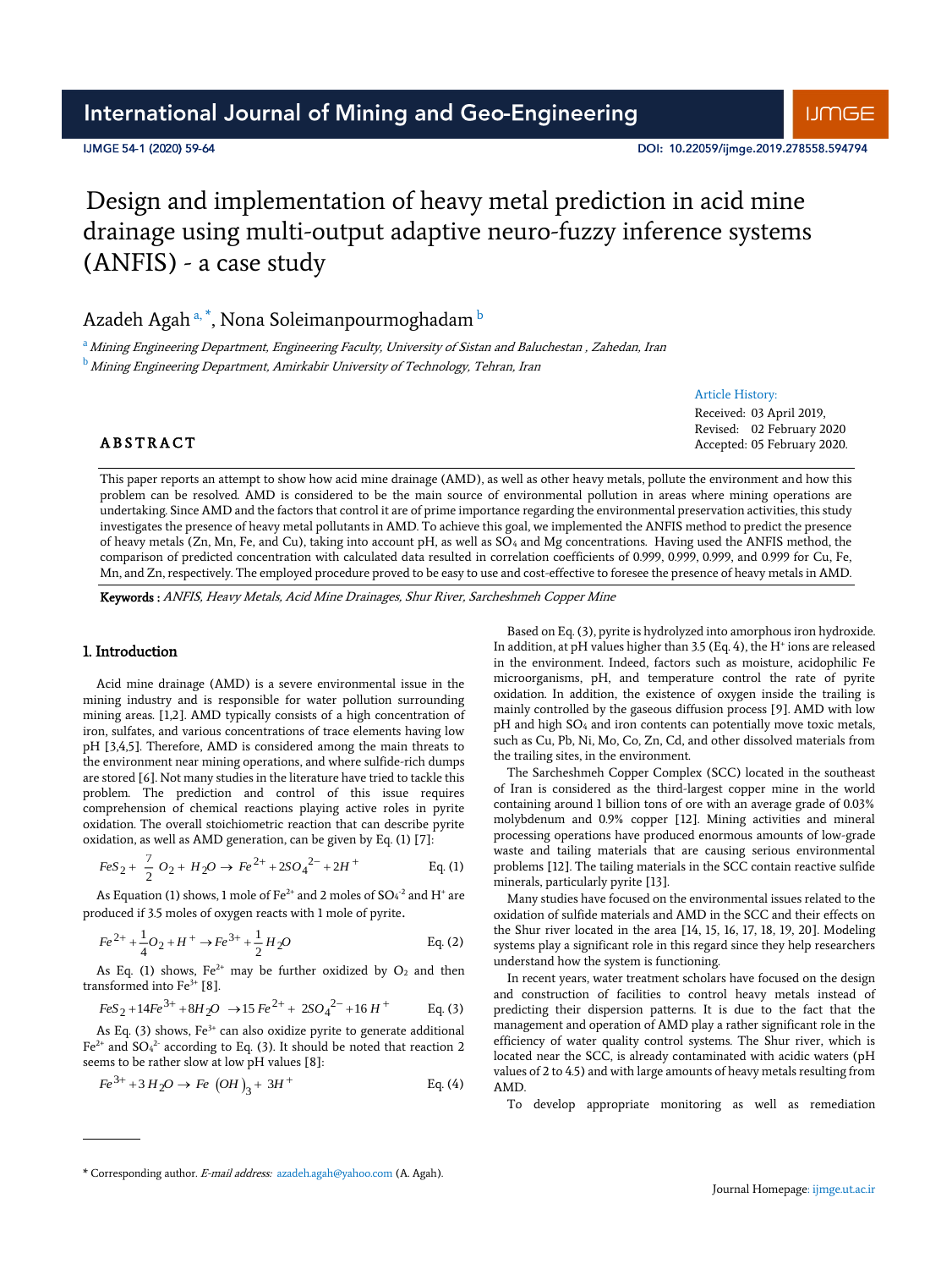# Design and implementation of heavy metal prediction in acid mine drainage using multi-output adaptive neuro-fuzzy inference systems (ANFIS) - a case study

Azadeh Agah [a, *], Nona Soleimanpourmoghadam [b]

[a] *Mining Engineering Department, Engineering Faculty, University of Sistan and Baluchestan , Zahedan, Iran*

[b] *Mining Engineering Department, Amirkabir University of Technology, Tehran, Iran*

Article History:

Received: 03 April 2019,
Revised: 02 February 2020
Accepted: 05 February 2020.

## ABSTRACT

This paper reports an attempt to show how acid mine drainage (AMD), as well as other heavy metals, pollute the environment and how this problem can be resolved. AMD is considered to be the main source of environmental pollution in areas where mining operations are undertaking. Since AMD and the factors that control it are of prime importance regarding the environmental preservation activities, this study investigates the presence of heavy metal pollutants in AMD. To achieve this goal, we implemented the ANFIS method to predict the presence of heavy metals (Zn, Mn, Fe, and Cu), taking into account pH, as well as $SO_4$ and Mg concentrations. Having used the ANFIS method, the comparison of predicted concentration with calculated data resulted in correlation coefficients of 0.999, 0.999, 0.999, and 0.999 for Cu, Fe, Mn, and Zn, respectively. The employed procedure proved to be easy to use and cost-effective to foresee the presence of heavy metals in AMD.

**Keywords :** *ANFIS, Heavy Metals, Acid Mine Drainages, Shur River, Sarcheshmeh Copper Mine*

## 1. Introduction

Acid mine drainage (AMD) is a severe environmental issue in the mining industry and is responsible for water pollution surrounding mining areas. [1,2]. AMD typically consists of a high concentration of iron, sulfates, and various concentrations of trace elements having low pH [3,4,5]. Therefore, AMD is considered among the main threats to the environment near mining operations, and where sulfide-rich dumps are stored [6]. Not many studies in the literature have tried to tackle this problem. The prediction and control of this issue requires comprehension of chemical reactions playing active roles in pyrite oxidation. The overall stoichiometric reaction that can describe pyrite oxidation, as well as AMD generation, can be given by Eq. (1) [7]:

$$FeS_2 + \frac{7}{2}O_2 + H_2O \rightarrow Fe^{2+} + 2SO_4^{2-} + 2H^+ \quad \text{Eq. (1)}$$

As Equation (1) shows, 1 mole of $Fe^{2+}$ and 2 moles of $SO_4^{-2}$ and $H^+$ are produced if 3.5 moles of oxygen reacts with 1 mole of pyrite.

$$Fe^{2+} + \frac{1}{4}O_2 + H^+ \rightarrow Fe^{3+} + \frac{1}{2}H_2O \quad \text{Eq. (2)}$$

As Eq. (1) shows, $Fe^{2+}$ may be further oxidized by $O_2$ and then transformed into $Fe^{3+}$ [8].

$$FeS_2 + 14Fe^{3+} + 8H_2O \rightarrow 15Fe^{2+} + 2SO_4^{2-} + 16H^+ \quad \text{Eq. (3)}$$

As Eq. (3) shows, $Fe^{3+}$ can also oxidize pyrite to generate additional $Fe^{2+}$ and $SO_4^{2-}$ according to Eq. (3). It should be noted that reaction 2 seems to be rather slow at low pH values [8]:

$$Fe^{3+} + 3H_2O \rightarrow Fe(OH)_3 + 3H^+ \quad \text{Eq. (4)}$$

Based on Eq. (3), pyrite is hydrolyzed into amorphous iron hydroxide. In addition, at pH values higher than 3.5 (Eq. 4), the $H^+$ ions are released in the environment. Indeed, factors such as moisture, acidophilic Fe microorganisms, pH, and temperature control the rate of pyrite oxidation. In addition, the existence of oxygen inside the trailing is mainly controlled by the gaseous diffusion process [9]. AMD with low pH and high $SO_4$ and iron contents can potentially move toxic metals, such as Cu, Pb, Ni, Mo, Co, Zn, Cd, and other dissolved materials from the trailing sites, in the environment.

The Sarcheshmeh Copper Complex (SCC) located in the southeast of Iran is considered as the third-largest copper mine in the world containing around 1 billion tons of ore with an average grade of 0.03% molybdenum and 0.9% copper [12]. Mining activities and mineral processing operations have produced enormous amounts of low-grade waste and tailing materials that are causing serious environmental problems [12]. The tailing materials in the SCC contain reactive sulfide minerals, particularly pyrite [13].

Many studies have focused on the environmental issues related to the oxidation of sulfide materials and AMD in the SCC and their effects on the Shur river located in the area [14, 15, 16, 17, 18, 19, 20]. Modeling systems play a significant role in this regard since they help researchers understand how the system is functioning.

In recent years, water treatment scholars have focused on the design and construction of facilities to control heavy metals instead of predicting their dispersion patterns. It is due to the fact that the management and operation of AMD play a rather significant role in the efficiency of water quality control systems. The Shur river, which is located near the SCC, is already contaminated with acidic waters (pH values of 2 to 4.5) and with large amounts of heavy metals resulting from AMD.

To develop appropriate monitoring as well as remediation

* Corresponding author. *E-mail address:* azadeh.agah@yahoo.com (A. Agah).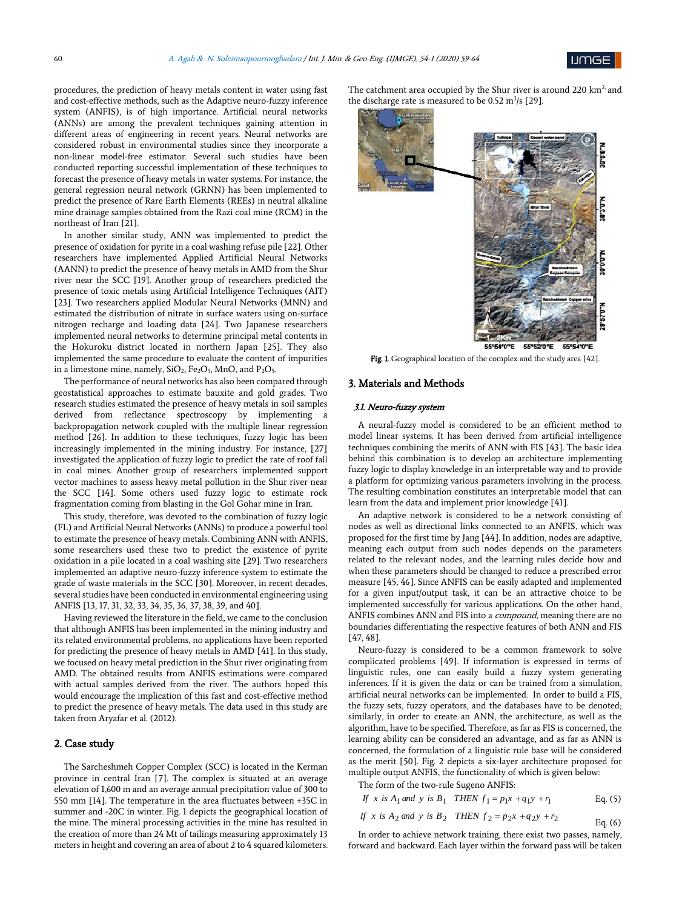procedures, the prediction of heavy metals content in water using fast and cost-effective methods, such as the Adaptive neuro-fuzzy inference system (ANFIS), is of high importance. Artificial neural networks (ANNs) are among the prevalent techniques gaining attention in different areas of engineering in recent years. Neural networks are considered robust in environmental studies since they incorporate a non-linear model-free estimator. Several such studies have been conducted reporting successful implementation of these techniques to forecast the presence of heavy metals in water systems. For instance, the general regression neural network (GRNN) has been implemented to predict the presence of Rare Earth Elements (REEs) in neutral alkaline mine drainage samples obtained from the Razi coal mine (RCM) in the northeast of Iran [21].

In another similar study, ANN was implemented to predict the presence of oxidation for pyrite in a coal washing refuse pile [22]. Other researchers have implemented Applied Artificial Neural Networks (AANN) to predict the presence of heavy metals in AMD from the Shur river near the SCC [19]. Another group of researchers predicted the presence of toxic metals using Artificial Intelligence Techniques (AIT) [23]. Two researchers applied Modular Neural Networks (MNN) and estimated the distribution of nitrate in surface waters using on-surface nitrogen recharge and loading data [24]. Two Japanese researchers implemented neural networks to determine principal metal contents in the Hokuroku district located in northern Japan [25]. They also implemented the same procedure to evaluate the content of impurities in a limestone mine, namely, $SiO_2$, $Fe_2O_3$, MnO, and $P_2O_5$.

The performance of neural networks has also been compared through geostatistical approaches to estimate bauxite and gold grades. Two research studies estimated the presence of heavy metals in soil samples derived from reflectance spectroscopy by implementing a backpropagation network coupled with the multiple linear regression method [26]. In addition to these techniques, fuzzy logic has been increasingly implemented in the mining industry. For instance, [27] investigated the application of fuzzy logic to predict the rate of roof fall in coal mines. Another group of researchers implemented support vector machines to assess heavy metal pollution in the Shur river near the SCC [14]. Some others used fuzzy logic to estimate rock fragmentation coming from blasting in the Gol Gohar mine in Iran.

This study, therefore, was devoted to the combination of fuzzy logic (FL) and Artificial Neural Networks (ANNs) to produce a powerful tool to estimate the presence of heavy metals. Combining ANN with ANFIS, some researchers used these two to predict the existence of pyrite oxidation in a pile located in a coal washing site [29]. Two researchers implemented an adaptive neuro-fuzzy inference system to estimate the grade of waste materials in the SCC [30]. Moreover, in recent decades, several studies have been conducted in environmental engineering using ANFIS [13, 17, 31, 32, 33, 34, 35, 36, 37, 38, 39, and 40].

Having reviewed the literature in the field, we came to the conclusion that although ANFIS has been implemented in the mining industry and its related environmental problems, no applications have been reported for predicting the presence of heavy metals in AMD [41]. In this study, we focused on heavy metal prediction in the Shur river originating from AMD. The obtained results from ANFIS estimations were compared with actual samples derived from the river. The authors hoped this would encourage the implication of this fast and cost-effective method to predict the presence of heavy metals. The data used in this study are taken from Aryafar et al. (2012).

## 2. Case study

The Sarcheshmeh Copper Complex (SCC) is located in the Kerman province in central Iran [7]. The complex is situated at an average elevation of 1,600 m and an average annual precipitation value of 300 to 550 mm [14]. The temperature in the area fluctuates between +35C in summer and -20C in winter. Fig. 1 depicts the geographical location of the mine. The mineral processing activities in the mine has resulted in the creation of more than 24 Mt of tailings measuring approximately 13 meters in height and covering an area of about 2 to 4 squared kilometers. The catchment area occupied by the Shur river is around 220 $km^2$ and the discharge rate is measured to be 0.52 $m^3/s$ [29].

**Fig. 1.** Geographical location of the complex and the study area [42].

## 3. Materials and Methods

### 3.1. Neuro-fuzzy system

A neural-fuzzy model is considered to be an efficient method to model linear systems. It has been derived from artificial intelligence techniques combining the merits of ANN with FIS [43]. The basic idea behind this combination is to develop an architecture implementing fuzzy logic to display knowledge in an interpretable way and to provide a platform for optimizing various parameters involving in the process. The resulting combination constitutes an interpretable model that can learn from the data and implement prior knowledge [41].

An adaptive network is considered to be a network consisting of nodes as well as directional links connected to an ANFIS, which was proposed for the first time by Jang [44]. In addition, nodes are adaptive, meaning each output from such nodes depends on the parameters related to the relevant nodes, and the learning rules decide how and when these parameters should be changed to reduce a prescribed error measure [45, 46]. Since ANFIS can be easily adapted and implemented for a given input/output task, it can be an attractive choice to be implemented successfully for various applications. On the other hand, ANFIS combines ANN and FIS into a *compound*, meaning there are no boundaries differentiating the respective features of both ANN and FIS [47, 48].

Neuro-fuzzy is considered to be a common framework to solve complicated problems [49]. If information is expressed in terms of linguistic rules, one can easily build a fuzzy system generating inferences. If it is given the data or can be trained from a simulation, artificial neural networks can be implemented. In order to build a FIS, the fuzzy sets, fuzzy operators, and the databases have to be denoted; similarly, in order to create an ANN, the architecture, as well as the algorithm, have to be specified. Therefore, as far as FIS is concerned, the learning ability can be considered an advantage, and as far as ANN is concerned, the formulation of a linguistic rule base will be considered as the merit [50]. Fig. 2 depicts a six-layer architecture proposed for multiple output ANFIS, the functionality of which is given below:

The form of the two-rule Sugeno ANFIS:

$$\text{If } x \text{ is } A_1 \text{ and } y \text{ is } B_1 \quad \text{THEN } f_1 = p_1x + q_1y + r_1 \qquad \text{Eq. (5)}$$

$$\text{If } x \text{ is } A_2 \text{ and } y \text{ is } B_2 \quad \text{THEN } f_2 = p_2x + q_2y + r_2 \qquad \text{Eq. (6)}$$

In order to achieve network training, there exist two passes, namely, forward and backward. Each layer within the forward pass will be taken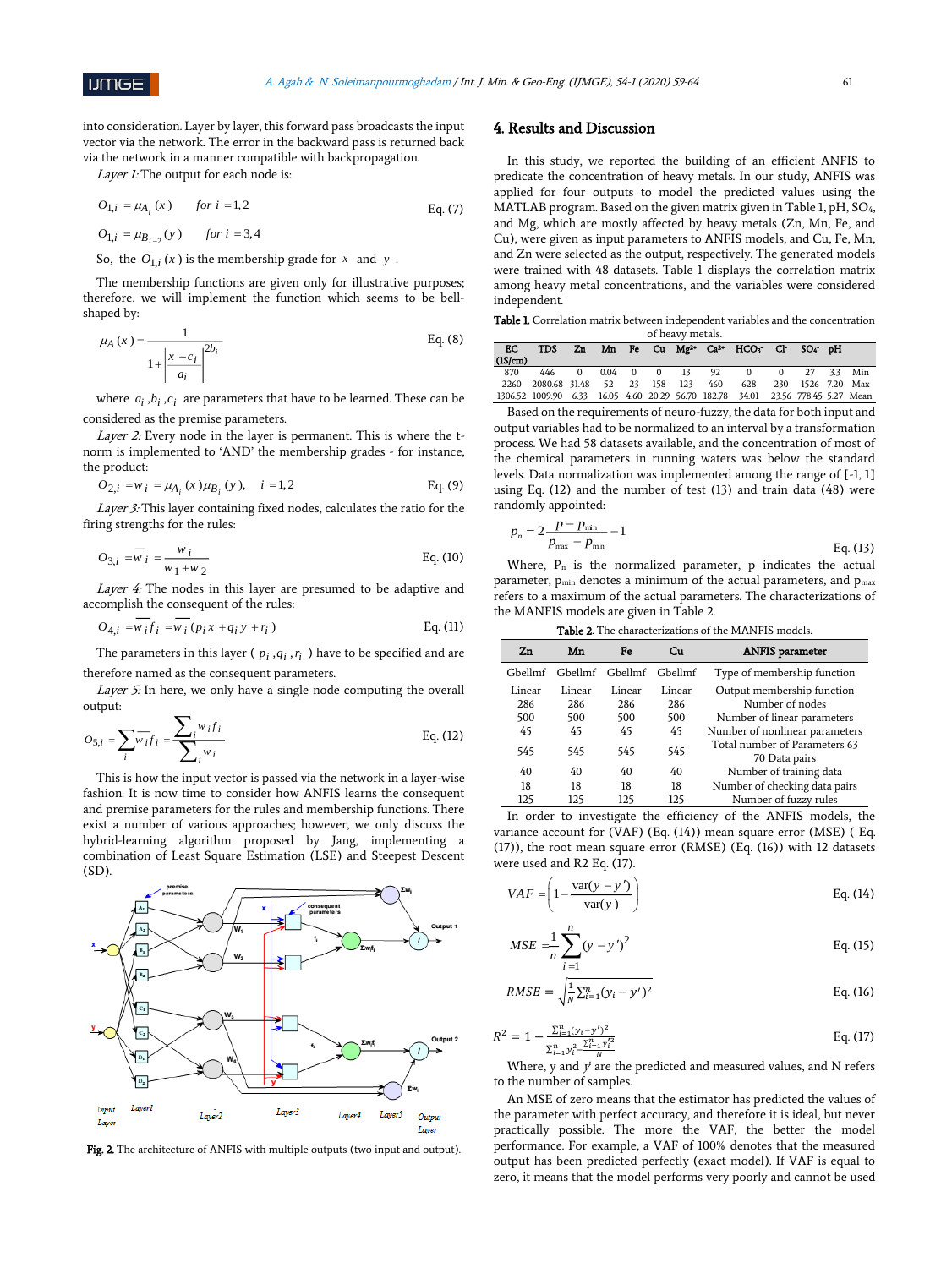into consideration. Layer by layer, this forward pass broadcasts the input vector via the network. The error in the backward pass is returned back via the network in a manner compatible with backpropagation.

*Layer 1:* The output for each node is:

$$O_{1,i} = \mu_{A_i}(x) \quad for\ i = 1,2 \qquad \text{Eq. (7)}$$

$$O_{1,i} = \mu_{B_{i-2}}(y) \quad for\ i = 3,4$$

So, the $O_{1,i}(x)$ is the membership grade for $x$ and $y$.

The membership functions are given only for illustrative purposes; therefore, we will implement the function which seems to be bell-shaped by:

$$\mu_A(x) = \frac{1}{1 + \left|\frac{x - c_i}{a_i}\right|^{2b_i}} \qquad \text{Eq. (8)}$$

where $a_i, b_i, c_i$ are parameters that have to be learned. These can be considered as the premise parameters.

*Layer 2:* Every node in the layer is permanent. This is where the t-norm is implemented to 'AND' the membership grades - for instance, the product:

$$O_{2,i} = w_i = \mu_{A_i}(x)\mu_{B_i}(y), \quad i = 1,2 \qquad \text{Eq. (9)}$$

*Layer 3:* This layer containing fixed nodes, calculates the ratio for the firing strengths for the rules:

$$O_{3,i} = \overline{w}_i = \frac{w_i}{w_1 + w_2} \qquad \text{Eq. (10)}$$

*Layer 4:* The nodes in this layer are presumed to be adaptive and accomplish the consequent of the rules:

$$O_{4,i} = \overline{w}_i f_i = \overline{w}_i (p_i x + q_i y + r_i) \qquad \text{Eq. (11)}$$

The parameters in this layer ( $p_i, q_i, r_i$ ) have to be specified and are therefore named as the consequent parameters.

*Layer 5:* In here, we only have a single node computing the overall output:

$$O_{5,i} = \sum_i \overline{w}_i f_i = \frac{\sum_i w_i f_i}{\sum_i w_i} \qquad \text{Eq. (12)}$$

This is how the input vector is passed via the network in a layer-wise fashion. It is now time to consider how ANFIS learns the consequent and premise parameters for the rules and membership functions. There exist a number of various approaches; however, we only discuss the hybrid-learning algorithm proposed by Jang, implementing a combination of Least Square Estimation (LSE) and Steepest Descent (SD).

**Fig. 2.** The architecture of ANFIS with multiple outputs (two input and output).

## 4. Results and Discussion

In this study, we reported the building of an efficient ANFIS to predicate the concentration of heavy metals. In our study, ANFIS was applied for four outputs to model the predicted values using the MATLAB program. Based on the given matrix given in Table 1, pH, $SO_4$, and Mg, which are mostly affected by heavy metals (Zn, Mn, Fe, and Cu), were given as input parameters to ANFIS models, and Cu, Fe, Mn, and Zn were selected as the output, respectively. The generated models were trained with 48 datasets. Table 1 displays the correlation matrix among heavy metal concentrations, and the variables were considered independent.

**Table 1.** Correlation matrix between independent variables and the concentration of heavy metals.

| EC (1S/cm) | TDS | Zn | Mn | Fe | Cu | $Mg^{2+}$ | $Ca^{2+}$ | $HCO_3^-$ | $Cl^-$ | $SO_4^-$ | pH | |
|---|---|---|---|---|---|---|---|---|---|---|---|---|
| 870 | 446 | 0 | 0.04 | 0 | 0 | 13 | 92 | 0 | 0 | 27 | 3.3 | Min |
| 2260 | 2080.68 | 31.48 | 52 | 23 | 158 | 123 | 460 | 628 | 230 | 1526 | 7.20 | Max |
| 1306.52 | 1009.90 | 6.33 | 16.05 | 4.60 | 20.29 | 56.70 | 182.78 | 34.01 | 23.56 | 778.45 | 5.27 | Mean |

Based on the requirements of neuro-fuzzy, the data for both input and output variables had to be normalized to an interval by a transformation process. We had 58 datasets available, and the concentration of most of the chemical parameters in running waters was below the standard levels. Data normalization was implemented among the range of [-1, 1] using Eq. (12) and the number of test (13) and train data (48) were randomly appointed:

$$p_n = 2\frac{p - p_{min}}{p_{max} - p_{min}} - 1 \qquad \text{Eq. (13)}$$

Where, $P_n$ is the normalized parameter, p indicates the actual parameter, $p_{min}$ denotes a minimum of the actual parameters, and $p_{max}$ refers to a maximum of the actual parameters. The characterizations of the MANFIS models are given in Table 2.

**Table 2.** The characterizations of the MANFIS models.

| Zn | Mn | Fe | Cu | ANFIS parameter |
|---|---|---|---|---|
| Gbellmf | Gbellmf | Gbellmf | Gbellmf | Type of membership function |
| Linear | Linear | Linear | Linear | Output membership function |
| 286 | 286 | 286 | 286 | Number of nodes |
| 500 | 500 | 500 | 500 | Number of linear parameters |
| 45 | 45 | 45 | 45 | Number of nonlinear parameters |
| 545 | 545 | 545 | 545 | Total number of Parameters 63 70 Data pairs |
| 40 | 40 | 40 | 40 | Number of training data |
| 18 | 18 | 18 | 18 | Number of checking data pairs |
| 125 | 125 | 125 | 125 | Number of fuzzy rules |

In order to investigate the efficiency of the ANFIS models, the variance account for (VAF) (Eq. (14)) mean square error (MSE) ( Eq. (17)), the root mean square error (RMSE) (Eq. (16)) with 12 datasets were used and R2 Eq. (17).

$$VAF = \left(1 - \frac{\text{var}(y - y')}{\text{var}(y)}\right) \qquad \text{Eq. (14)}$$

$$MSE = \frac{1}{n}\sum_{i=1}^{n}(y - y')^2 \qquad \text{Eq. (15)}$$

$$RMSE = \sqrt{\frac{1}{N}\sum_{i=1}^{n}(y_i - y')^2} \qquad \text{Eq. (16)}$$

$$R^2 = 1 - \frac{\sum_{i=1}^{n}(y_i - y')^2}{\sum_{i=1}^{n} y_i^2 - \frac{\sum_{i=1}^{n} y_i'^2}{N}} \qquad \text{Eq. (17)}$$

Where, y and $y'$ are the predicted and measured values, and N refers to the number of samples.

An MSE of zero means that the estimator has predicted the values of the parameter with perfect accuracy, and therefore it is ideal, but never practically possible. The more the VAF, the better the model performance. For example, a VAF of 100% denotes that the measured output has been predicted perfectly (exact model). If VAF is equal to zero, it means that the model performs very poorly and cannot be used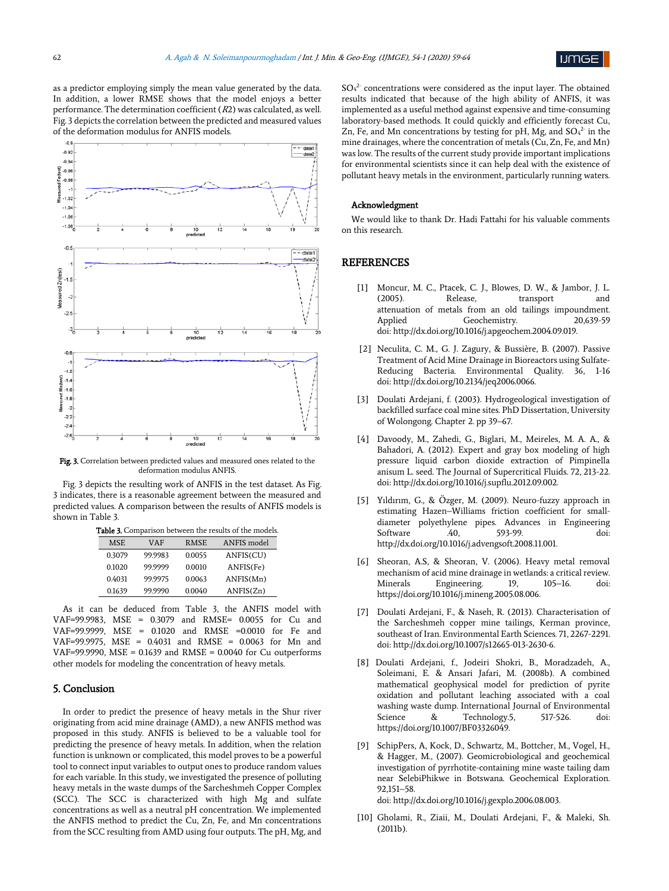as a predictor employing simply the mean value generated by the data. In addition, a lower RMSE shows that the model enjoys a better performance. The determination coefficient ($R2$) was calculated, as well. Fig. 3 depicts the correlation between the predicted and measured values of the deformation modulus for ANFIS models.

**Fig. 3.** Correlation between predicted values and measured ones related to the deformation modulus ANFIS.

Fig. 3 depicts the resulting work of ANFIS in the test dataset. As Fig. 3 indicates, there is a reasonable agreement between the measured and predicted values. A comparison between the results of ANFIS models is shown in Table 3.

**Table 3.** Comparison between the results of the models.

| MSE | VAF | RMSE | ANFIS model |
|---|---|---|---|
| 0.3079 | 99.9983 | 0.0055 | ANFIS(CU) |
| 0.1020 | 99.9999 | 0.0010 | ANFIS(Fe) |
| 0.4031 | 99.9975 | 0.0063 | ANFIS(Mn) |
| 0.1639 | 99.9990 | 0.0040 | ANFIS(Zn) |

As it can be deduced from Table 3, the ANFIS model with VAF=99.9983, MSE = 0.3079 and RMSE= 0.0055 for Cu and VAF=99.9999, MSE = 0.1020 and RMSE =0.0010 for Fe and VAF=99.9975, MSE = 0.4031 and RMSE = 0.0063 for Mn and VAF=99.9990, MSE = 0.1639 and RMSE = 0.0040 for Cu outperforms other models for modeling the concentration of heavy metals.

## 5. Conclusion

In order to predict the presence of heavy metals in the Shur river originating from acid mine drainage (AMD), a new ANFIS method was proposed in this study. ANFIS is believed to be a valuable tool for predicting the presence of heavy metals. In addition, when the relation function is unknown or complicated, this model proves to be a powerful tool to connect input variables to output ones to produce random values for each variable. In this study, we investigated the presence of polluting heavy metals in the waste dumps of the Sarcheshmeh Copper Complex (SCC). The SCC is characterized with high Mg and sulfate concentrations as well as a neutral pH concentration. We implemented the ANFIS method to predict the Cu, Zn, Fe, and Mn concentrations from the SCC resulting from AMD using four outputs. The pH, Mg, and $SO_4^{2-}$ concentrations were considered as the input layer. The obtained results indicated that because of the high ability of ANFIS, it was implemented as a useful method against expensive and time-consuming laboratory-based methods. It could quickly and efficiently forecast Cu, Zn, Fe, and Mn concentrations by testing for pH, Mg, and $SO_4^{2-}$ in the mine drainages, where the concentration of metals (Cu, Zn, Fe, and Mn) was low. The results of the current study provide important implications for environmental scientists since it can help deal with the existence of pollutant heavy metals in the environment, particularly running waters.

### Acknowledgment

We would like to thank Dr. Hadi Fattahi for his valuable comments on this research.

## REFERENCES

[1] Moncur, M. C., Ptacek, C. J., Blowes, D. W., & Jambor, J. L. (2005). Release, transport and attenuation of metals from an old tailings impoundment. Applied Geochemistry. 20,639-59 doi: http://dx.doi.org/10.1016/j.apgeochem.2004.09.019.

[2] Neculita, C. M., G. J. Zagury, & Bussière, B. (2007). Passive Treatment of Acid Mine Drainage in Bioreactors using Sulfate-Reducing Bacteria. Environmental Quality. 36, 1-16 doi: http://dx.doi.org/10.2134/jeq2006.0066.

[3] Doulati Ardejani, f. (2003). Hydrogeological investigation of backfilled surface coal mine sites. PhD Dissertation, University of Wolongong. Chapter 2. pp 39–67.

[4] Davoody, M., Zahedi, G., Biglari, M., Meireles, M. A. A., & Bahadori, A. (2012). Expert and gray box modeling of high pressure liquid carbon dioxide extraction of Pimpinella anisum L. seed. The Journal of Supercritical Fluids. 72, 213-22. doi: http://dx.doi.org/10.1016/j.supflu.2012.09.002.

[5] Yıldırım, G., & Özger, M. (2009). Neuro-fuzzy approach in estimating Hazen–Williams friction coefficient for small-diameter polyethylene pipes. Advances in Engineering Software .40, 593-99. doi: http://dx.doi.org/10.1016/j.advengsoft.2008.11.001.

[6] Sheoran, A.S, & Sheoran, V. (2006). Heavy metal removal mechanism of acid mine drainage in wetlands: a critical review. Minerals Engineering. 19, 105–16. doi: https://doi.org/10.1016/j.mineng.2005.08.006.

[7] Doulati Ardejani, F., & Naseh, R. (2013). Characterisation of the Sarcheshmeh copper mine tailings, Kerman province, southeast of Iran. Environmental Earth Sciences. 71, 2267-2291. doi: http://dx.doi.org/10.1007/s12665-013-2630-6.

[8] Doulati Ardejani, f., Jodeiri Shokri, B., Moradzadeh, A., Soleimani, E. & Ansari Jafari, M. (2008b). A combined mathematical geophysical model for prediction of pyrite oxidation and pollutant leaching associated with a coal washing waste dump. International Journal of Environmental Science & Technology.5, 517-526. doi: https://doi.org/10.1007/BF03326049.

[9] SchipPers, A, Kock, D., Schwartz, M., Bottcher, M., Vogel, H., & Hagger, M., (2007). Geomicrobiological and geochemical investigation of pyrrhotite-containing mine waste tailing dam near SelebiPhikwe in Botswana. Geochemical Exploration. 92,151–58. doi: http://dx.doi.org/10.1016/j.gexplo.2006.08.003.

[10] Gholami, R., Ziaii, M., Doulati Ardejani, F., & Maleki, Sh. (2011b).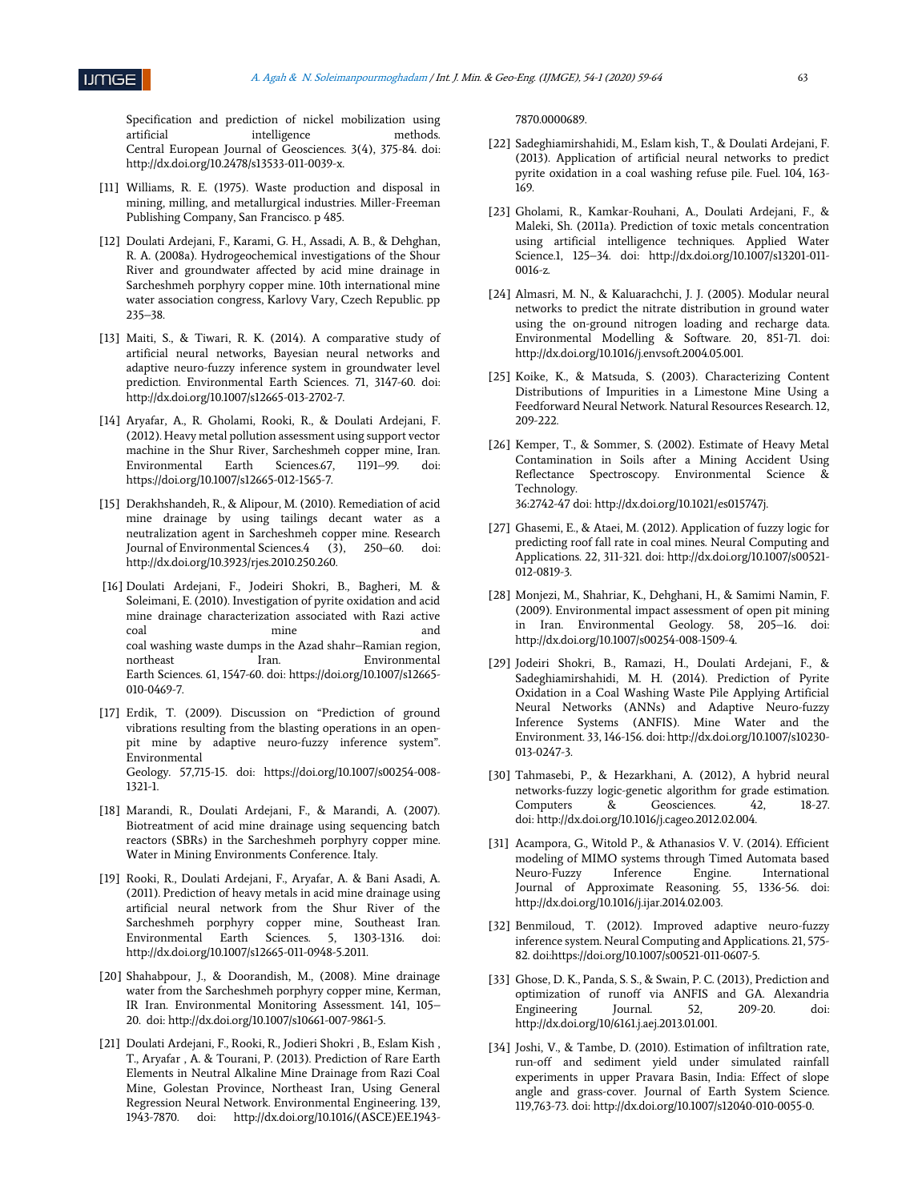Specification and prediction of nickel mobilization using artificial intelligence methods. Central European Journal of Geosciences. 3(4), 375-84. doi: http://dx.doi.org/10.2478/s13533-011-0039-x.

[11] Williams, R. E. (1975). Waste production and disposal in mining, milling, and metallurgical industries. Miller-Freeman Publishing Company, San Francisco. p 485.

[12] Doulati Ardejani, F., Karami, G. H., Assadi, A. B., & Dehghan, R. A. (2008a). Hydrogeochemical investigations of the Shour River and groundwater affected by acid mine drainage in Sarcheshmeh porphyry copper mine. 10th international mine water association congress, Karlovy Vary, Czech Republic. pp 235–38.

[13] Maiti, S., & Tiwari, R. K. (2014). A comparative study of artificial neural networks, Bayesian neural networks and adaptive neuro-fuzzy inference system in groundwater level prediction. Environmental Earth Sciences. 71, 3147-60. doi: http://dx.doi.org/10.1007/s12665-013-2702-7.

[14] Aryafar, A., R. Gholami, Rooki, R., & Doulati Ardejani, F. (2012). Heavy metal pollution assessment using support vector machine in the Shur River, Sarcheshmeh copper mine, Iran. Environmental Earth Sciences.67, 1191–99. doi: https://doi.org/10.1007/s12665-012-1565-7.

[15] Derakhshandeh, R., & Alipour, M. (2010). Remediation of acid mine drainage by using tailings decant water as a neutralization agent in Sarcheshmeh copper mine. Research Journal of Environmental Sciences.4 (3), 250–60. doi: http://dx.doi.org/10.3923/rjes.2010.250.260.

[16] Doulati Ardejani, F., Jodeiri Shokri, B., Bagheri, M. & Soleimani, E. (2010). Investigation of pyrite oxidation and acid mine drainage characterization associated with Razi active coal mine and coal washing waste dumps in the Azad shahr–Ramian region, northeast Iran. Environmental Earth Sciences. 61, 1547-60. doi: https://doi.org/10.1007/s12665-010-0469-7.

[17] Erdik, T. (2009). Discussion on "Prediction of ground vibrations resulting from the blasting operations in an open-pit mine by adaptive neuro-fuzzy inference system". Environmental Geology. 57,715-15. doi: https://doi.org/10.1007/s00254-008-1321-1.

[18] Marandi, R., Doulati Ardejani, F., & Marandi, A. (2007). Biotreatment of acid mine drainage using sequencing batch reactors (SBRs) in the Sarcheshmeh porphyry copper mine. Water in Mining Environments Conference. Italy.

[19] Rooki, R., Doulati Ardejani, F., Aryafar, A. & Bani Asadi, A. (2011). Prediction of heavy metals in acid mine drainage using artificial neural network from the Shur River of the Sarcheshmeh porphyry copper mine, Southeast Iran. Environmental Earth Sciences. 5, 1303-1316. doi: http://dx.doi.org/10.1007/s12665-011-0948-5.2011.

[20] Shahabpour, J., & Doorandish, M., (2008). Mine drainage water from the Sarcheshmeh porphyry copper mine, Kerman, IR Iran. Environmental Monitoring Assessment. 141, 105–20. doi: http://dx.doi.org/10.1007/s10661-007-9861-5.

[21] Doulati Ardejani, F., Rooki, R., Jodieri Shokri , B., Eslam Kish , T., Aryafar , A. & Tourani, P. (2013). Prediction of Rare Earth Elements in Neutral Alkaline Mine Drainage from Razi Coal Mine, Golestan Province, Northeast Iran, Using General Regression Neural Network. Environmental Engineering. 139, 1943-7870. doi: http://dx.doi.org/10.1016/(ASCE)EE.1943-7870.0000689.

[22] Sadeghiamirshahidi, M., Eslam kish, T., & Doulati Ardejani, F. (2013). Application of artificial neural networks to predict pyrite oxidation in a coal washing refuse pile. Fuel. 104, 163-169.

[23] Gholami, R., Kamkar-Rouhani, A., Doulati Ardejani, F., & Maleki, Sh. (2011a). Prediction of toxic metals concentration using artificial intelligence techniques. Applied Water Science.1, 125–34. doi: http://dx.doi.org/10.1007/s13201-011-0016-z.

[24] Almasri, M. N., & Kaluarachchi, J. J. (2005). Modular neural networks to predict the nitrate distribution in ground water using the on-ground nitrogen loading and recharge data. Environmental Modelling & Software. 20, 851-71. doi: http://dx.doi.org/10.1016/j.envsoft.2004.05.001.

[25] Koike, K., & Matsuda, S. (2003). Characterizing Content Distributions of Impurities in a Limestone Mine Using a Feedforward Neural Network. Natural Resources Research. 12, 209-222.

[26] Kemper, T., & Sommer, S. (2002). Estimate of Heavy Metal Contamination in Soils after a Mining Accident Using Reflectance Spectroscopy. Environmental Science & Technology. 36:2742-47 doi: http://dx.doi.org/10.1021/es015747j.

[27] Ghasemi, E., & Ataei, M. (2012). Application of fuzzy logic for predicting roof fall rate in coal mines. Neural Computing and Applications. 22, 311-321. doi: http://dx.doi.org/10.1007/s00521-012-0819-3.

[28] Monjezi, M., Shahriar, K., Dehghani, H., & Samimi Namin, F. (2009). Environmental impact assessment of open pit mining in Iran. Environmental Geology. 58, 205–16. doi: http://dx.doi.org/10.1007/s00254-008-1509-4.

[29] Jodeiri Shokri, B., Ramazi, H., Doulati Ardejani, F., & Sadeghiamirshahidi, M. H. (2014). Prediction of Pyrite Oxidation in a Coal Washing Waste Pile Applying Artificial Neural Networks (ANNs) and Adaptive Neuro-fuzzy Inference Systems (ANFIS). Mine Water and the Environment. 33, 146-156. doi: http://dx.doi.org/10.1007/s10230-013-0247-3.

[30] Tahmasebi, P., & Hezarkhani, A. (2012), A hybrid neural networks-fuzzy logic-genetic algorithm for grade estimation. Computers & Geosciences. 42, 18-27. doi: http://dx.doi.org/10.1016/j.cageo.2012.02.004.

[31] Acampora, G., Witold P., & Athanasios V. V. (2014). Efficient modeling of MIMO systems through Timed Automata based Neuro-Fuzzy Inference Engine. International Journal of Approximate Reasoning. 55, 1336-56. doi: http://dx.doi.org/10.1016/j.ijar.2014.02.003.

[32] Benmiloud, T. (2012). Improved adaptive neuro-fuzzy inference system. Neural Computing and Applications. 21, 575-82. doi:https://doi.org/10.1007/s00521-011-0607-5.

[33] Ghose, D. K., Panda, S. S., & Swain, P. C. (2013), Prediction and optimization of runoff via ANFIS and GA. Alexandria Engineering Journal. 52, 209-20. doi: http://dx.doi.org/10/6161.j.aej.2013.01.001.

[34] Joshi, V., & Tambe, D. (2010). Estimation of infiltration rate, run-off and sediment yield under simulated rainfall experiments in upper Pravara Basin, India: Effect of slope angle and grass-cover. Journal of Earth System Science. 119,763-73. doi: http://dx.doi.org/10.1007/s12040-010-0055-0.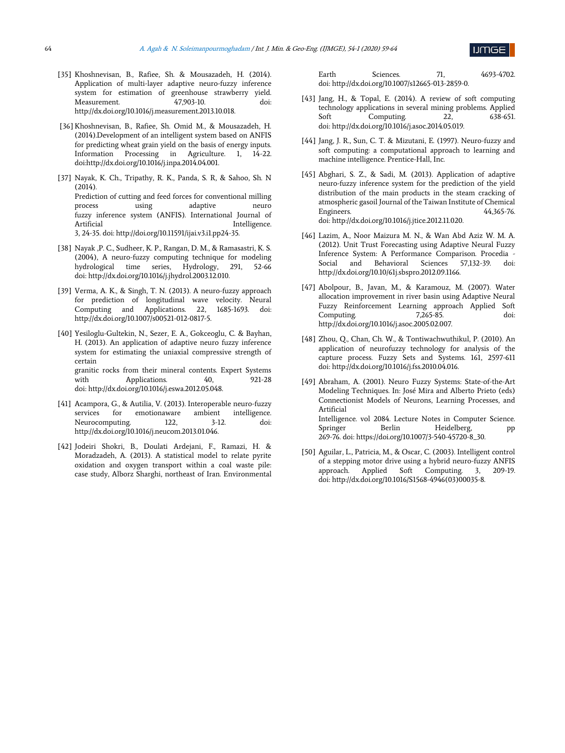[35] Khoshnevisan, B., Rafiee, Sh. & Mousazadeh, H. (2014). Application of multi-layer adaptive neuro-fuzzy inference system for estimation of greenhouse strawberry yield. Measurement. 47,903-10. doi: http://dx.doi.org/10.1016/j.measurement.2013.10.018.

[36] Khoshnevisan, B., Rafiee, Sh. Omid M., & Mousazadeh, H. (2014).Development of an intelligent system based on ANFIS for predicting wheat grain yield on the basis of energy inputs. Information Processing in Agriculture. 1, 14-22. doi:http://dx.doi.org/10.1016/j.inpa.2014.04.001.

[37] Nayak, K. Ch., Tripathy, R. K., Panda, S. R, & Sahoo, Sh. N (2014). Prediction of cutting and feed forces for conventional milling process using adaptive neuro fuzzy inference system (ANFIS). International Journal of Artificial Intelligence. 3, 24-35. doi: http://doi.org/10.11591/ijai.v3.i1.pp24-35.

[38] Nayak ,P. C., Sudheer, K. P., Rangan, D. M., & Ramasastri, K. S. (2004), A neuro-fuzzy computing technique for modeling hydrological time series, Hydrology, 291, 52-66 doi: http://dx.doi.org/10.1016/j.jhydrol.2003.12.010.

[39] Verma, A. K., & Singh, T. N. (2013). A neuro-fuzzy approach for prediction of longitudinal wave velocity. Neural Computing and Applications. 22, 1685-1693. doi: http://dx.doi.org/10.1007/s00521-012-0817-5.

[40] Yesiloglu-Gultekin, N., Sezer, E. A., Gokceoglu, C. & Bayhan, H. (2013). An application of adaptive neuro fuzzy inference system for estimating the uniaxial compressive strength of certain granitic rocks from their mineral contents. Expert Systems with Applications. 40, 921-28 doi: http://dx.doi.org/10.1016/j.eswa.2012.05.048.

[41] Acampora, G., & Autilia, V. (2013). Interoperable neuro-fuzzy services for emotionaware ambient intelligence. Neurocomputing. 122, 3-12. doi: http://dx.doi.org/10.1016/j.neucom.2013.01.046.

[42] Jodeiri Shokri, B., Doulati Ardejani, F., Ramazi, H. & Moradzadeh, A. (2013). A statistical model to relate pyrite oxidation and oxygen transport within a coal waste pile: case study, Alborz Sharghi, northeast of Iran. Environmental Earth Sciences. 71, 4693-4702. doi: http://dx.doi.org/10.1007/s12665-013-2859-0.

[43] Jang, H., & Topal, E. (2014). A review of soft computing technology applications in several mining problems. Applied Soft Computing. 22, 638-651. doi: http://dx.doi.org/10.1016/j.asoc.2014.05.019.

[44] Jang, J. R., Sun, C. T. & Mizutani, E. (1997). Neuro-fuzzy and soft computing: a computational approach to learning and machine intelligence. Prentice-Hall, Inc.

[45] Abghari, S. Z., & Sadi, M. (2013). Application of adaptive neuro-fuzzy inference system for the prediction of the yield distribution of the main products in the steam cracking of atmospheric gasoil Journal of the Taiwan Institute of Chemical Engineers. 44,365-76. doi: http://dx.doi.org/10.1016/j.jtice.2012.11.020.

[46] Lazim, A., Noor Maizura M. N., & Wan Abd Aziz W. M. A. (2012). Unit Trust Forecasting using Adaptive Neural Fuzzy Inference System: A Performance Comparison. Procedia - Social and Behavioral Sciences 57,132-39. doi: http://dx.doi.org/10.10/61j.sbspro.2012.09.1166.

[47] Abolpour, B., Javan, M., & Karamouz, M. (2007). Water allocation improvement in river basin using Adaptive Neural Fuzzy Reinforcement Learning approach Applied Soft Computing. 7,265-85. doi: http://dx.doi.org/10.1016/j.asoc.2005.02.007.

[48] Zhou, Q., Chan, Ch. W., & Tontiwachwuthikul, P. (2010). An application of neurofuzzy technology for analysis of the capture process. Fuzzy Sets and Systems. 161, 2597-611 doi: http://dx.doi.org/10.1016/j.fss.2010.04.016.

[49] Abraham, A. (2001). Neuro Fuzzy Systems: State-of-the-Art Modeling Techniques. In: José Mira and Alberto Prieto (eds) Connectionist Models of Neurons, Learning Processes, and Artificial Intelligence. vol 2084. Lecture Notes in Computer Science. Springer Berlin Heidelberg, pp 269-76. doi: https://doi.org/10.1007/3-540-45720-8_30.

[50] Aguilar, L., Patricia, M., & Oscar, C. (2003). Intelligent control of a stepping motor drive using a hybrid neuro-fuzzy ANFIS approach. Applied Soft Computing. 3, 209-19. doi: http://dx.doi.org/10.1016/S1568-4946(03)00035-8.